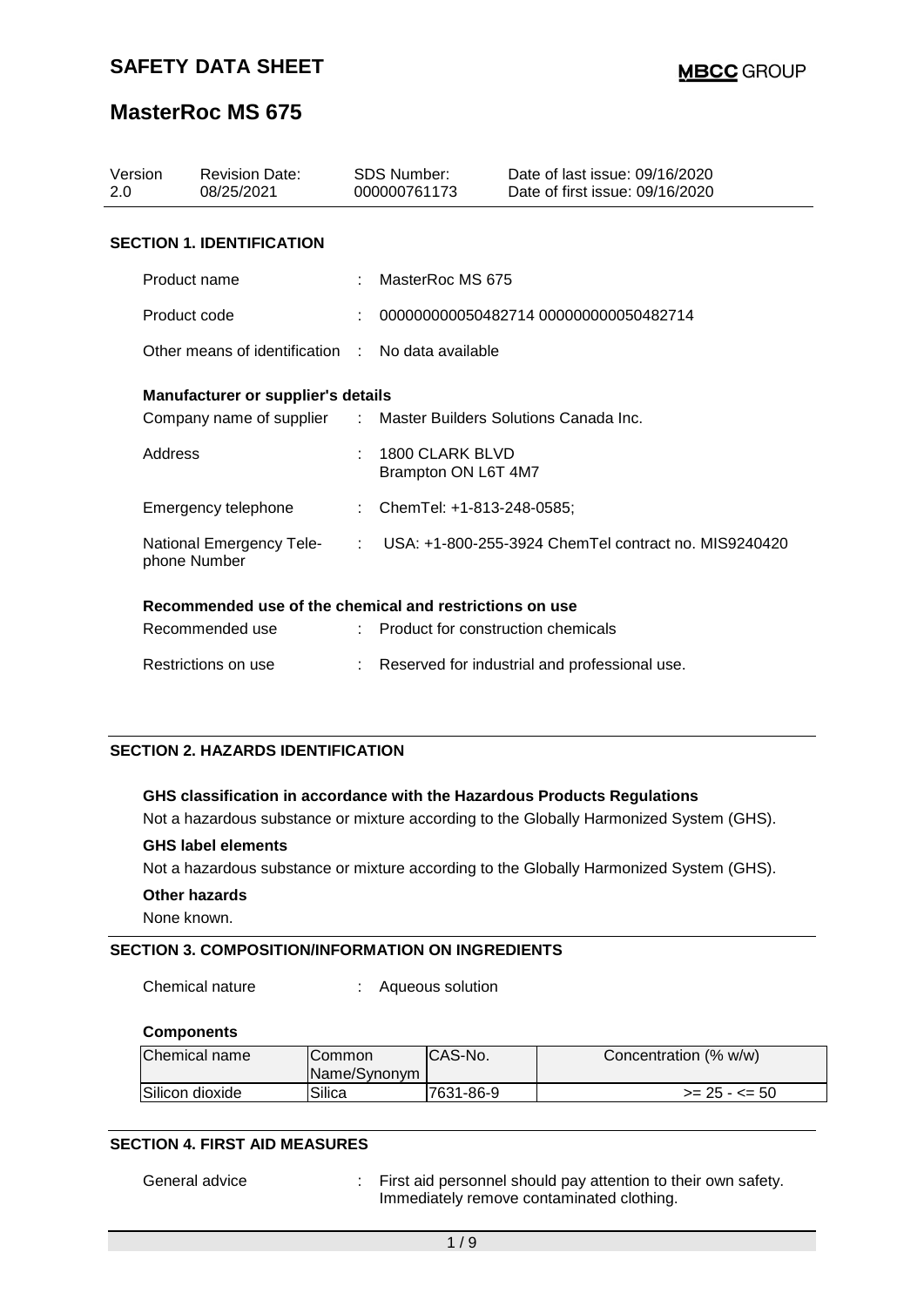# SAFETY DATA SHEET

MBCC GROUP

# MasterRoc MS 675

| Version | Revision Date: | SDS Number: | Date of last issue: 09/16/2020 |
| --- | --- | --- | --- |
| 2.0 | 08/25/2021 | 000000761173 | Date of first issue: 09/16/2020 |

## SECTION 1. IDENTIFICATION

Product name : MasterRoc MS 675

Product code : 000000000050482714 000000000050482714

Other means of identification : No data available

### Manufacturer or supplier's details

Company name of supplier : Master Builders Solutions Canada Inc.

Address : 1800 CLARK BLVD
Brampton ON L6T 4M7

Emergency telephone : ChemTel: +1-813-248-0585;

National Emergency Telephone Number : USA: +1-800-255-3924 ChemTel contract no. MIS9240420

### Recommended use of the chemical and restrictions on use

Recommended use : Product for construction chemicals

Restrictions on use : Reserved for industrial and professional use.

## SECTION 2. HAZARDS IDENTIFICATION

**GHS classification in accordance with the Hazardous Products Regulations**

Not a hazardous substance or mixture according to the Globally Harmonized System (GHS).

**GHS label elements**

Not a hazardous substance or mixture according to the Globally Harmonized System (GHS).

**Other hazards**

None known.

## SECTION 3. COMPOSITION/INFORMATION ON INGREDIENTS

Chemical nature : Aqueous solution

**Components**

| Chemical name | Common Name/Synonym | CAS-No. | Concentration (% w/w) |
| --- | --- | --- | --- |
| Silicon dioxide | Silica | 7631-86-9 | >= 25 - <= 50 |

## SECTION 4. FIRST AID MEASURES

General advice : First aid personnel should pay attention to their own safety. Immediately remove contaminated clothing.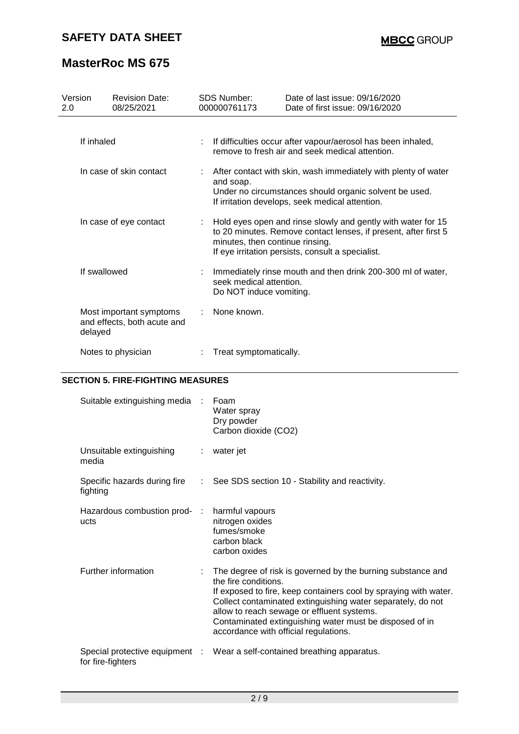| Version 2.0 | Revision Date: 08/25/2021 | SDS Number: 000000761173 | Date of last issue: 09/16/2020<br>Date of first issue: 09/16/2020 |
|---|---|---|---|

| | | |
|---|---|---|
| If inhaled | : | If difficulties occur after vapour/aerosol has been inhaled, remove to fresh air and seek medical attention. |
| In case of skin contact | : | After contact with skin, wash immediately with plenty of water and soap.<br>Under no circumstances should organic solvent be used.<br>If irritation develops, seek medical attention. |
| In case of eye contact | : | Hold eyes open and rinse slowly and gently with water for 15 to 20 minutes. Remove contact lenses, if present, after first 5 minutes, then continue rinsing.<br>If eye irritation persists, consult a specialist. |
| If swallowed | : | Immediately rinse mouth and then drink 200-300 ml of water, seek medical attention.<br>Do NOT induce vomiting. |
| Most important symptoms and effects, both acute and delayed | : | None known. |
| Notes to physician | : | Treat symptomatically. |

## SECTION 5. FIRE-FIGHTING MEASURES

| | | |
|---|---|---|
| Suitable extinguishing media | : | Foam<br>Water spray<br>Dry powder<br>Carbon dioxide ($CO_2$) |
| Unsuitable extinguishing media | : | water jet |
| Specific hazards during fire fighting | : | See SDS section 10 - Stability and reactivity. |
| Hazardous combustion products | : | harmful vapours<br>nitrogen oxides<br>fumes/smoke<br>carbon black<br>carbon oxides |
| Further information | : | The degree of risk is governed by the burning substance and the fire conditions.<br>If exposed to fire, keep containers cool by spraying with water.<br>Collect contaminated extinguishing water separately, do not allow to reach sewage or effluent systems.<br>Contaminated extinguishing water must be disposed of in accordance with official regulations. |
| Special protective equipment for fire-fighters | : | Wear a self-contained breathing apparatus. |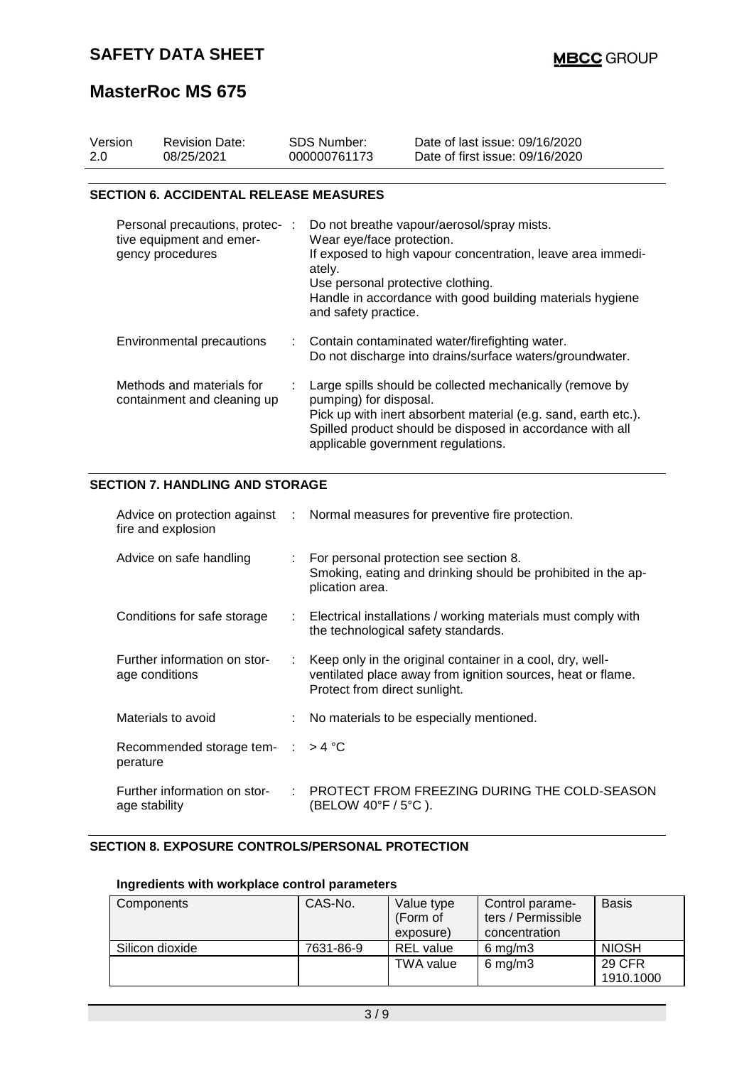## SECTION 6. ACCIDENTAL RELEASE MEASURES

| | | |
|---|---|---|
| Personal precautions, protective equipment and emergency procedures | : | Do not breathe vapour/aerosol/spray mists.<br>Wear eye/face protection.<br>If exposed to high vapour concentration, leave area immediately.<br>Use personal protective clothing.<br>Handle in accordance with good building materials hygiene and safety practice. |
| Environmental precautions | : | Contain contaminated water/firefighting water.<br>Do not discharge into drains/surface waters/groundwater. |
| Methods and materials for containment and cleaning up | : | Large spills should be collected mechanically (remove by pumping) for disposal.<br>Pick up with inert absorbent material (e.g. sand, earth etc.).<br>Spilled product should be disposed in accordance with all applicable government regulations. |

## SECTION 7. HANDLING AND STORAGE

| | | |
|---|---|---|
| Advice on protection against fire and explosion | : | Normal measures for preventive fire protection. |
| Advice on safe handling | : | For personal protection see section 8.<br>Smoking, eating and drinking should be prohibited in the application area. |
| Conditions for safe storage | : | Electrical installations / working materials must comply with the technological safety standards. |
| Further information on storage conditions | : | Keep only in the original container in a cool, dry, well-ventilated place away from ignition sources, heat or flame. Protect from direct sunlight. |
| Materials to avoid | : | No materials to be especially mentioned. |
| Recommended storage temperature | : | > 4 °C |
| Further information on storage stability | : | PROTECT FROM FREEZING DURING THE COLD-SEASON (BELOW 40°F / 5°C ). |

## SECTION 8. EXPOSURE CONTROLS/PERSONAL PROTECTION

### Ingredients with workplace control parameters

| Components | CAS-No. | Value type (Form of exposure) | Control parameters / Permissible concentration | Basis |
|---|---|---|---|---|
| Silicon dioxide | 7631-86-9 | REL value | 6 mg/m3 | NIOSH |
| | | TWA value | 6 mg/m3 | 29 CFR 1910.1000 |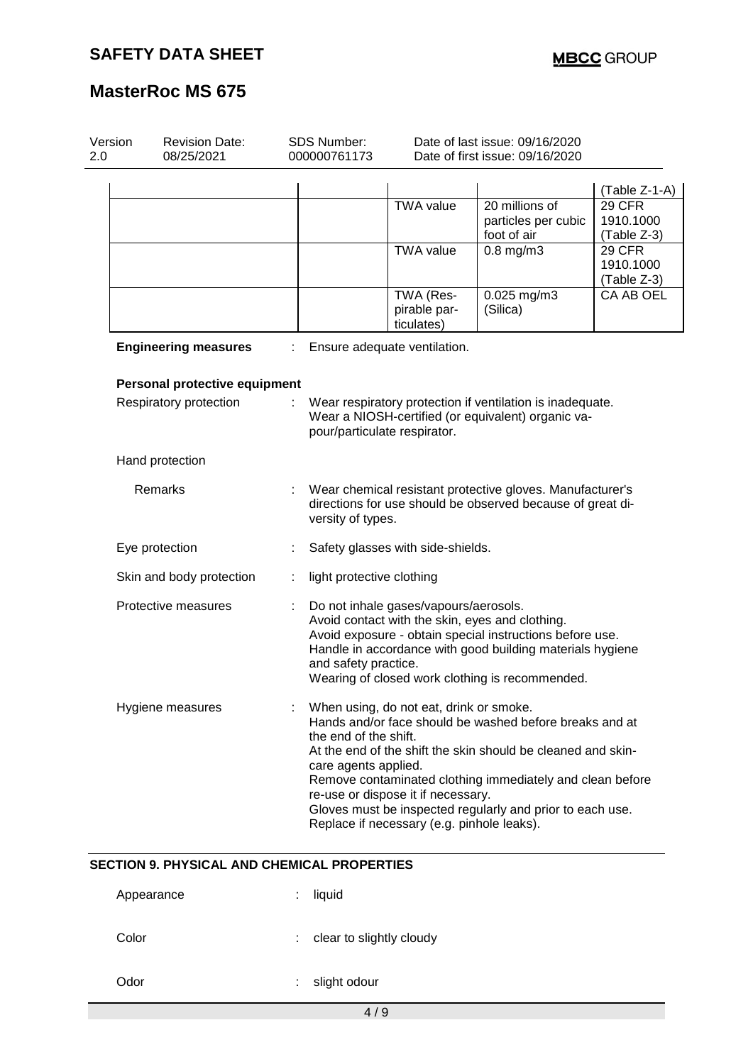| | | | | |
|---|---|---|---|---|
| | | | | (Table Z-1-A) |
| | | TWA value | 20 millions of particles per cubic foot of air | 29 CFR 1910.1000 (Table Z-3) |
| | | TWA value | 0.8 mg/m3 | 29 CFR 1910.1000 (Table Z-3) |
| | | TWA (Respirable particulates) | 0.025 mg/m3 (Silica) | CA AB OEL |

**Engineering measures** : Ensure adequate ventilation.

**Personal protective equipment**

Respiratory protection : Wear respiratory protection if ventilation is inadequate. Wear a NIOSH-certified (or equivalent) organic vapour/particulate respirator.

Hand protection

Remarks : Wear chemical resistant protective gloves. Manufacturer's directions for use should be observed because of great diversity of types.

Eye protection : Safety glasses with side-shields.

Skin and body protection : light protective clothing

Protective measures : Do not inhale gases/vapours/aerosols.
Avoid contact with the skin, eyes and clothing.
Avoid exposure - obtain special instructions before use.
Handle in accordance with good building materials hygiene and safety practice.
Wearing of closed work clothing is recommended.

Hygiene measures : When using, do not eat, drink or smoke.
Hands and/or face should be washed before breaks and at the end of the shift.
At the end of the shift the skin should be cleaned and skin-care agents applied.
Remove contaminated clothing immediately and clean before re-use or dispose it if necessary.
Gloves must be inspected regularly and prior to each use.
Replace if necessary (e.g. pinhole leaks).

## SECTION 9. PHYSICAL AND CHEMICAL PROPERTIES

Appearance : liquid

Color : clear to slightly cloudy

Odor : slight odour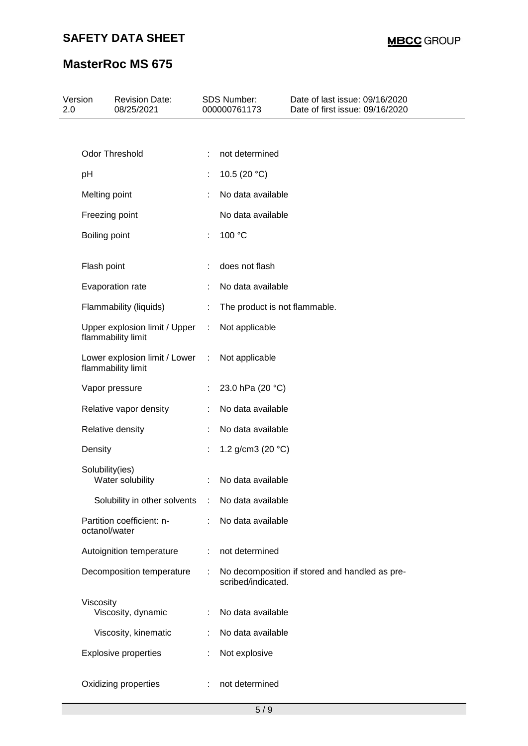| | | |
|---|---|---|
| Odor Threshold | : | not determined |
| pH | : | 10.5 (20 °C) |
| Melting point | : | No data available |
| Freezing point | | No data available |
| Boiling point | : | 100 °C |
| Flash point | : | does not flash |
| Evaporation rate | : | No data available |
| Flammability (liquids) | : | The product is not flammable. |
| Upper explosion limit / Upper flammability limit | : | Not applicable |
| Lower explosion limit / Lower flammability limit | : | Not applicable |
| Vapor pressure | : | 23.0 hPa (20 °C) |
| Relative vapor density | : | No data available |
| Relative density | : | No data available |
| Density | : | 1.2 g/cm3 (20 °C) |
| Solubility(ies) | | |
| Water solubility | : | No data available |
| Solubility in other solvents | : | No data available |
| Partition coefficient: n-octanol/water | : | No data available |
| Autoignition temperature | : | not determined |
| Decomposition temperature | : | No decomposition if stored and handled as prescribed/indicated. |
| Viscosity | | |
| Viscosity, dynamic | : | No data available |
| Viscosity, kinematic | : | No data available |
| Explosive properties | : | Not explosive |
| Oxidizing properties | : | not determined |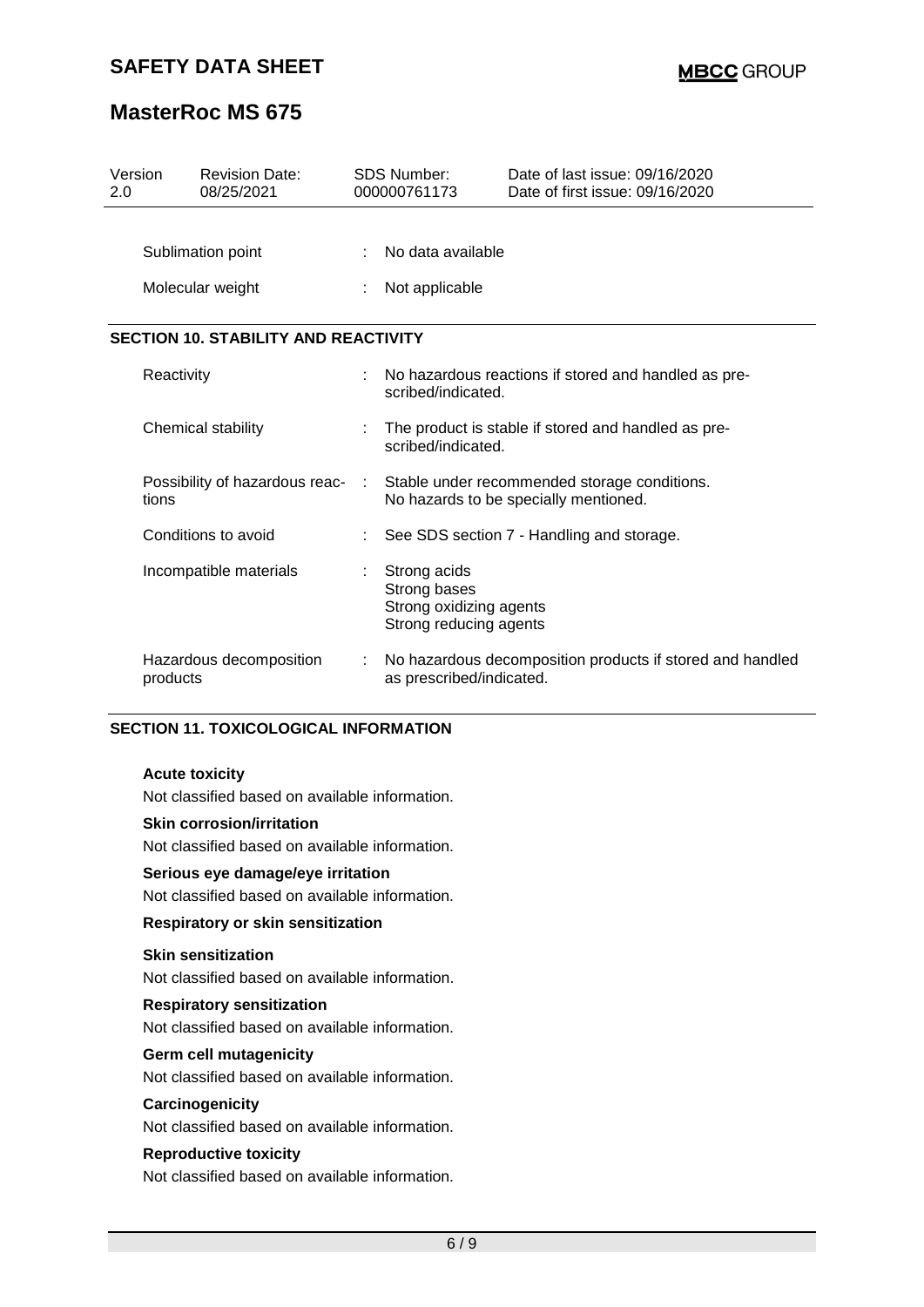| Version | Revision Date: | SDS Number: | Date of last issue: 09/16/2020 |
| --- | --- | --- | --- |
| 2.0 | 08/25/2021 | 000000761173 | Date of first issue: 09/16/2020 |

| | | |
| --- | --- | --- |
| Sublimation point | : | No data available |
| Molecular weight | : | Not applicable |

## SECTION 10. STABILITY AND REACTIVITY

| | | |
| --- | --- | --- |
| Reactivity | : | No hazardous reactions if stored and handled as prescribed/indicated. |
| Chemical stability | : | The product is stable if stored and handled as prescribed/indicated. |
| Possibility of hazardous reactions | : | Stable under recommended storage conditions.<br>No hazards to be specially mentioned. |
| Conditions to avoid | : | See SDS section 7 - Handling and storage. |
| Incompatible materials | : | Strong acids<br>Strong bases<br>Strong oxidizing agents<br>Strong reducing agents |
| Hazardous decomposition products | : | No hazardous decomposition products if stored and handled as prescribed/indicated. |

## SECTION 11. TOXICOLOGICAL INFORMATION

**Acute toxicity**

Not classified based on available information.

**Skin corrosion/irritation**

Not classified based on available information.

**Serious eye damage/eye irritation**

Not classified based on available information.

**Respiratory or skin sensitization**

**Skin sensitization**

Not classified based on available information.

**Respiratory sensitization**

Not classified based on available information.

**Germ cell mutagenicity**

Not classified based on available information.

**Carcinogenicity**

Not classified based on available information.

**Reproductive toxicity**

Not classified based on available information.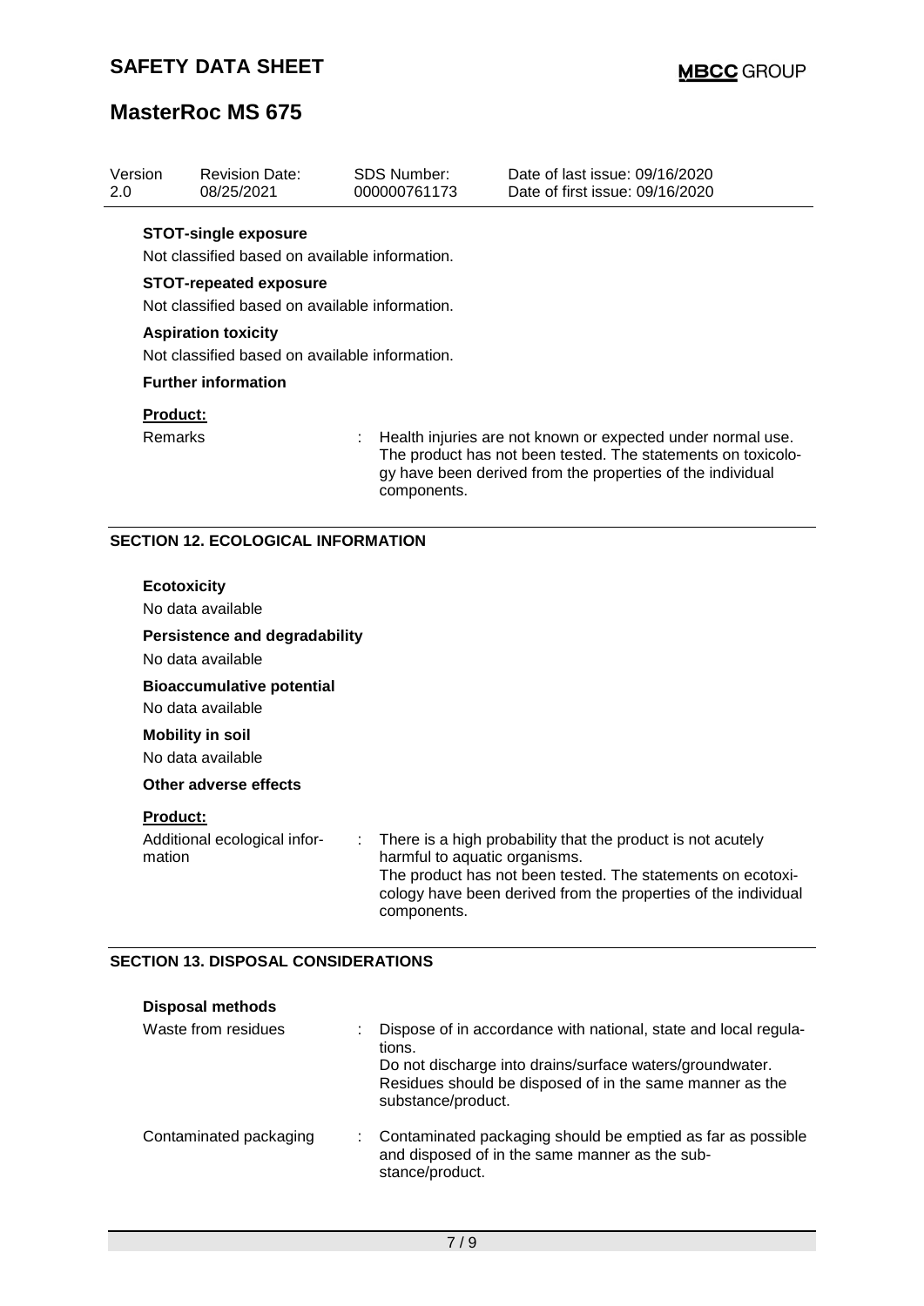**STOT-single exposure**

Not classified based on available information.

**STOT-repeated exposure**

Not classified based on available information.

**Aspiration toxicity**

Not classified based on available information.

**Further information**

**Product:**

| | |
|---|---|
| Remarks | : Health injuries are not known or expected under normal use. The product has not been tested. The statements on toxicology have been derived from the properties of the individual components. |

## SECTION 12. ECOLOGICAL INFORMATION

**Ecotoxicity**

No data available

**Persistence and degradability**

No data available

**Bioaccumulative potential**

No data available

**Mobility in soil**

No data available

**Other adverse effects**

**Product:**

| | |
|---|---|
| Additional ecological information | : There is a high probability that the product is not acutely harmful to aquatic organisms. The product has not been tested. The statements on ecotoxicology have been derived from the properties of the individual components. |

## SECTION 13. DISPOSAL CONSIDERATIONS

**Disposal methods**

| | |
|---|---|
| Waste from residues | : Dispose of in accordance with national, state and local regulations. Do not discharge into drains/surface waters/groundwater. Residues should be disposed of in the same manner as the substance/product. |
| Contaminated packaging | : Contaminated packaging should be emptied as far as possible and disposed of in the same manner as the substance/product. |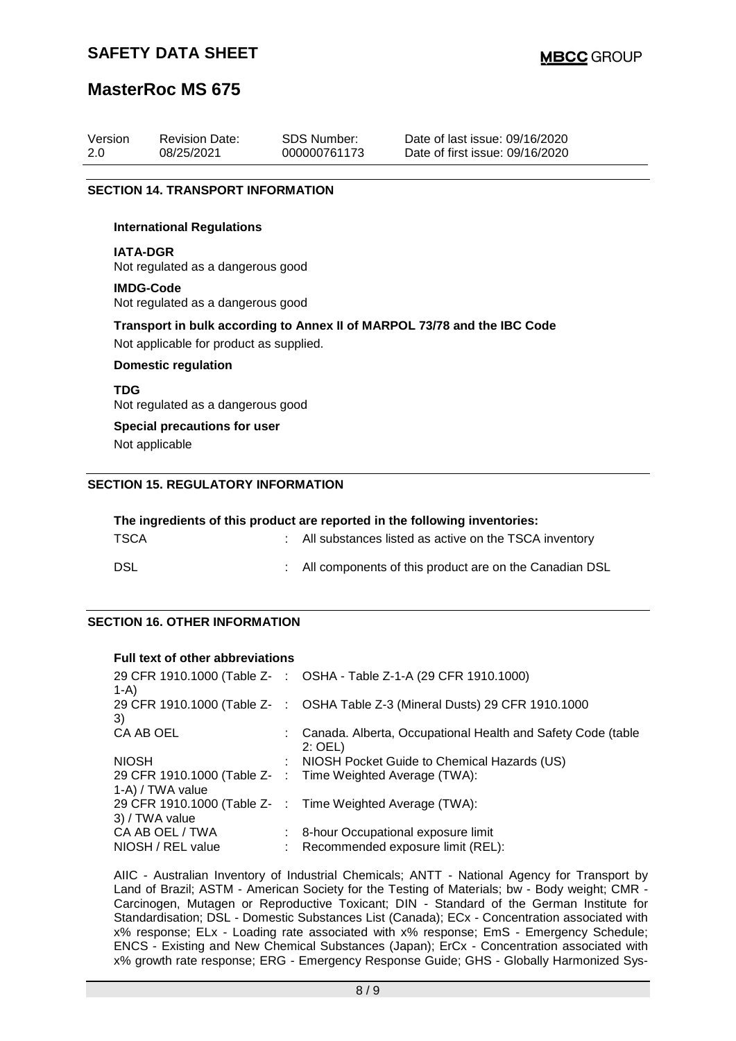| Version | Revision Date: | SDS Number: | Date of last issue: 09/16/2020 |
|---|---|---|---|
| 2.0 | 08/25/2021 | 000000761173 | Date of first issue: 09/16/2020 |

## SECTION 14. TRANSPORT INFORMATION

**International Regulations**

**IATA-DGR**
Not regulated as a dangerous good

**IMDG-Code**
Not regulated as a dangerous good

**Transport in bulk according to Annex II of MARPOL 73/78 and the IBC Code**
Not applicable for product as supplied.

**Domestic regulation**

**TDG**
Not regulated as a dangerous good

**Special precautions for user**
Not applicable

## SECTION 15. REGULATORY INFORMATION

**The ingredients of this product are reported in the following inventories:**

| | | |
|---|---|---|
| TSCA | : | All substances listed as active on the TSCA inventory |
| DSL | : | All components of this product are on the Canadian DSL |

## SECTION 16. OTHER INFORMATION

**Full text of other abbreviations**

| | | |
|---|---|---|
| 29 CFR 1910.1000 (Table Z-1-A) | : | OSHA - Table Z-1-A (29 CFR 1910.1000) |
| 29 CFR 1910.1000 (Table Z-3) | : | OSHA Table Z-3 (Mineral Dusts) 29 CFR 1910.1000 |
| CA AB OEL | : | Canada. Alberta, Occupational Health and Safety Code (table 2: OEL) |
| NIOSH | : | NIOSH Pocket Guide to Chemical Hazards (US) |
| 29 CFR 1910.1000 (Table Z-1-A) / TWA value | : | Time Weighted Average (TWA): |
| 29 CFR 1910.1000 (Table Z-3) / TWA value | : | Time Weighted Average (TWA): |
| CA AB OEL / TWA | : | 8-hour Occupational exposure limit |
| NIOSH / REL value | : | Recommended exposure limit (REL): |

AIIC - Australian Inventory of Industrial Chemicals; ANTT - National Agency for Transport by Land of Brazil; ASTM - American Society for the Testing of Materials; bw - Body weight; CMR - Carcinogen, Mutagen or Reproductive Toxicant; DIN - Standard of the German Institute for Standardisation; DSL - Domestic Substances List (Canada); ECx - Concentration associated with x% response; ELx - Loading rate associated with x% response; EmS - Emergency Schedule; ENCS - Existing and New Chemical Substances (Japan); ErCx - Concentration associated with x% growth rate response; ERG - Emergency Response Guide; GHS - Globally Harmonized Sys-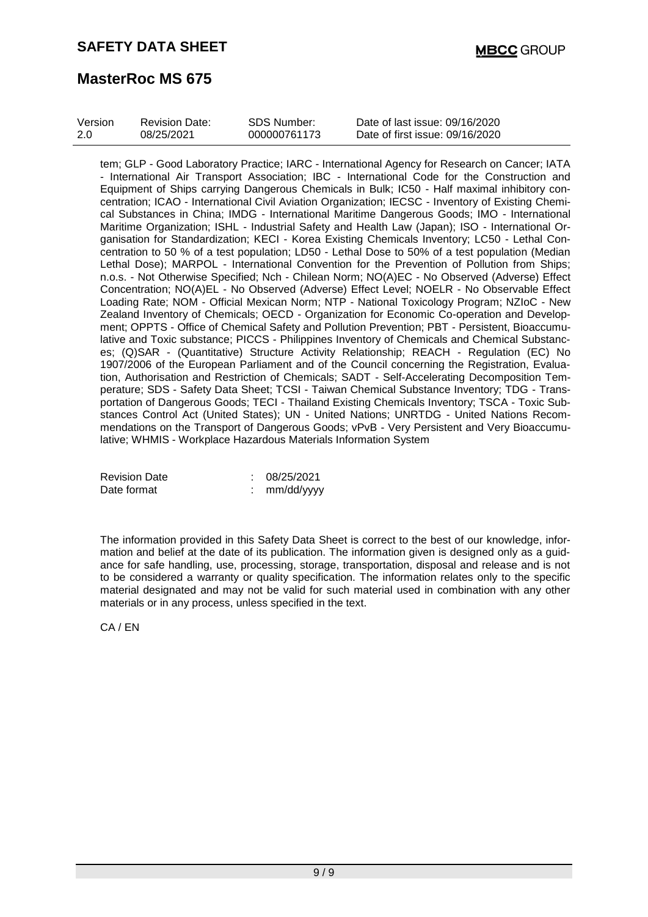tem; GLP - Good Laboratory Practice; IARC - International Agency for Research on Cancer; IATA - International Air Transport Association; IBC - International Code for the Construction and Equipment of Ships carrying Dangerous Chemicals in Bulk; IC50 - Half maximal inhibitory concentration; ICAO - International Civil Aviation Organization; IECSC - Inventory of Existing Chemical Substances in China; IMDG - International Maritime Dangerous Goods; IMO - International Maritime Organization; ISHL - Industrial Safety and Health Law (Japan); ISO - International Organisation for Standardization; KECI - Korea Existing Chemicals Inventory; LC50 - Lethal Concentration to 50 % of a test population; LD50 - Lethal Dose to 50% of a test population (Median Lethal Dose); MARPOL - International Convention for the Prevention of Pollution from Ships; n.o.s. - Not Otherwise Specified; Nch - Chilean Norm; NO(A)EC - No Observed (Adverse) Effect Concentration; NO(A)EL - No Observed (Adverse) Effect Level; NOELR - No Observable Effect Loading Rate; NOM - Official Mexican Norm; NTP - National Toxicology Program; NZIoC - New Zealand Inventory of Chemicals; OECD - Organization for Economic Co-operation and Development; OPPTS - Office of Chemical Safety and Pollution Prevention; PBT - Persistent, Bioaccumulative and Toxic substance; PICCS - Philippines Inventory of Chemicals and Chemical Substances; (Q)SAR - (Quantitative) Structure Activity Relationship; REACH - Regulation (EC) No 1907/2006 of the European Parliament and of the Council concerning the Registration, Evaluation, Authorisation and Restriction of Chemicals; SADT - Self-Accelerating Decomposition Temperature; SDS - Safety Data Sheet; TCSI - Taiwan Chemical Substance Inventory; TDG - Transportation of Dangerous Goods; TECI - Thailand Existing Chemicals Inventory; TSCA - Toxic Substances Control Act (United States); UN - United Nations; UNRTDG - United Nations Recommendations on the Transport of Dangerous Goods; vPvB - Very Persistent and Very Bioaccumulative; WHMIS - Workplace Hazardous Materials Information System

| | | |
|---|---|---|
| Revision Date | : | 08/25/2021 |
| Date format | : | mm/dd/yyyy |

The information provided in this Safety Data Sheet is correct to the best of our knowledge, information and belief at the date of its publication. The information given is designed only as a guidance for safe handling, use, processing, storage, transportation, disposal and release and is not to be considered a warranty or quality specification. The information relates only to the specific material designated and may not be valid for such material used in combination with any other materials or in any process, unless specified in the text.

CA / EN